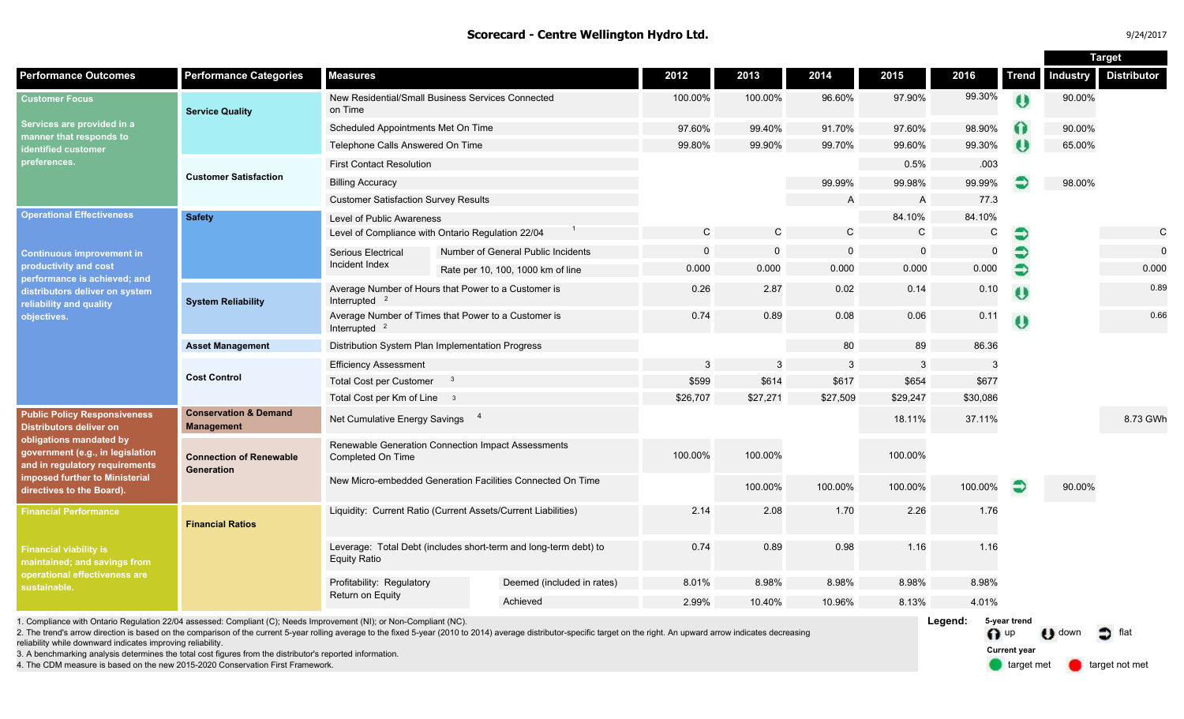# Scorecard - Centre Wellington Hydro Ltd.

9/24/2017

| Performance Outcomes | Performance Categories | Measures | | 2012 | 2013 | 2014 | 2015 | 2016 | Trend | Target: Industry | Target: Distributor |
|---|---|---|---|---|---|---|---|---|---|---|---|
| **Customer Focus** Services are provided in a manner that responds to identified customer preferences. | Service Quality | New Residential/Small Business Services Connected on Time | | 100.00% | 100.00% | 96.60% | 97.90% | 99.30% | down | 90.00% | |
| | | Scheduled Appointments Met On Time | | 97.60% | 99.40% | 91.70% | 97.60% | 98.90% | up | 90.00% | |
| | | Telephone Calls Answered On Time | | 99.80% | 99.90% | 99.70% | 99.60% | 99.30% | down | 65.00% | |
| | Customer Satisfaction | First Contact Resolution | | | | | 0.5% | .003 | | | |
| | | Billing Accuracy | | | | 99.99% | 99.98% | 99.99% | flat | 98.00% | |
| | | Customer Satisfaction Survey Results | | | | A | A | 77.3 | | | |
| **Operational Effectiveness** Continuous improvement in productivity and cost performance is achieved; and distributors deliver on system reliability and quality objectives. | Safety | Level of Public Awareness | | | | | 84.10% | 84.10% | | | |
| | | Level of Compliance with Ontario Regulation 22/04 [1] | | C | C | C | C | C | flat | | C |
| | | Serious Electrical Incident Index | Number of General Public Incidents | 0 | 0 | 0 | 0 | 0 | flat | | 0 |
| | | | Rate per 10, 100, 1000 km of line | 0.000 | 0.000 | 0.000 | 0.000 | 0.000 | flat | | 0.000 |
| | System Reliability | Average Number of Hours that Power to a Customer is Interrupted [2] | | 0.26 | 2.87 | 0.02 | 0.14 | 0.10 | down | | 0.89 |
| | | Average Number of Times that Power to a Customer is Interrupted [2] | | 0.74 | 0.89 | 0.08 | 0.06 | 0.11 | down | | 0.66 |
| | Asset Management | Distribution System Plan Implementation Progress | | | | 80 | 89 | 86.36 | | | |
| | Cost Control | Efficiency Assessment | | 3 | 3 | 3 | 3 | 3 | | | |
| | | Total Cost per Customer [3] | | $599 | $614 | $617 | $654 | $677 | | | |
| | | Total Cost per Km of Line [3] | | $26,707 | $27,271 | $27,509 | $29,247 | $30,086 | | | |
| **Public Policy Responsiveness** Distributors deliver on obligations mandated by government (e.g., in legislation and in regulatory requirements imposed further to Ministerial directives to the Board). | Conservation & Demand Management | Net Cumulative Energy Savings [4] | | | | | 18.11% | 37.11% | | | 8.73 GWh |
| | Connection of Renewable Generation | Renewable Generation Connection Impact Assessments Completed On Time | | 100.00% | 100.00% | | 100.00% | | | | |
| | | New Micro-embedded Generation Facilities Connected On Time | | | 100.00% | 100.00% | 100.00% | 100.00% | flat | 90.00% | |
| **Financial Performance** Financial viability is maintained; and savings from operational effectiveness are sustainable. | Financial Ratios | Liquidity: Current Ratio (Current Assets/Current Liabilities) | | 2.14 | 2.08 | 1.70 | 2.26 | 1.76 | | | |
| | | Leverage: Total Debt (includes short-term and long-term debt) to Equity Ratio | | 0.74 | 0.89 | 0.98 | 1.16 | 1.16 | | | |
| | | Profitability: Regulatory Return on Equity | Deemed (included in rates) | 8.01% | 8.98% | 8.98% | 8.98% | 8.98% | | | |
| | | | Achieved | 2.99% | 10.40% | 10.96% | 8.13% | 4.01% | | | |

1. Compliance with Ontario Regulation 22/04 assessed: Compliant (C); Needs Improvement (NI); or Non-Compliant (NC).
2. The trend's arrow direction is based on the comparison of the current 5-year rolling average to the fixed 5-year (2010 to 2014) average distributor-specific target on the right. An upward arrow indicates decreasing reliability while downward indicates improving reliability.
3. A benchmarking analysis determines the total cost figures from the distributor's reported information.
4. The CDM measure is based on the new 2015-2020 Conservation First Framework.

**Legend:** 5-year trend: up, down, flat. Current year: target met, target not met.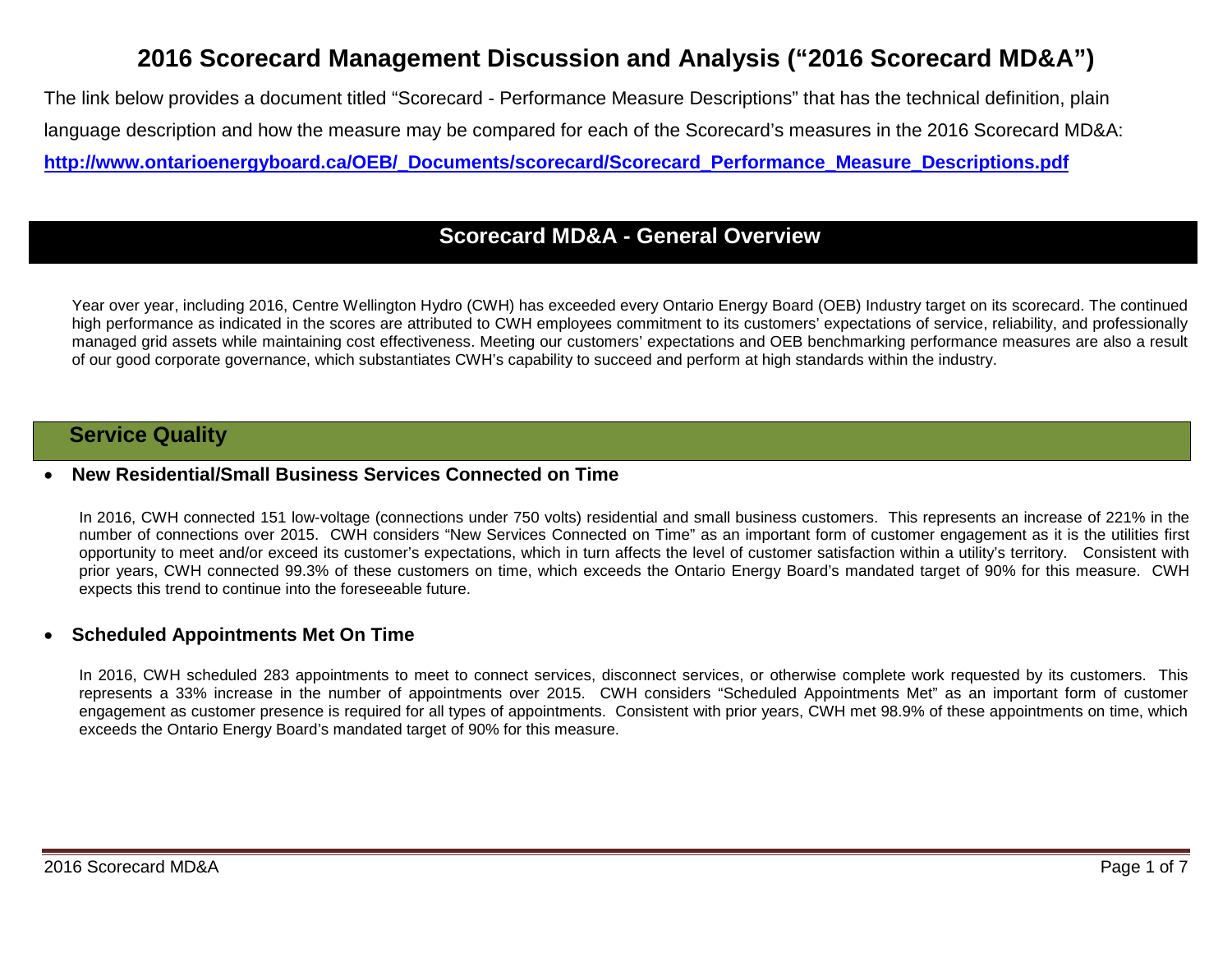# 2016 Scorecard Management Discussion and Analysis ("2016 Scorecard MD&A")

The link below provides a document titled "Scorecard - Performance Measure Descriptions" that has the technical definition, plain language description and how the measure may be compared for each of the Scorecard's measures in the 2016 Scorecard MD&A:

**http://www.ontarioenergyboard.ca/OEB/_Documents/scorecard/Scorecard_Performance_Measure_Descriptions.pdf**

## Scorecard MD&A - General Overview

Year over year, including 2016, Centre Wellington Hydro (CWH) has exceeded every Ontario Energy Board (OEB) Industry target on its scorecard. The continued high performance as indicated in the scores are attributed to CWH employees commitment to its customers' expectations of service, reliability, and professionally managed grid assets while maintaining cost effectiveness. Meeting our customers' expectations and OEB benchmarking performance measures are also a result of our good corporate governance, which substantiates CWH's capability to succeed and perform at high standards within the industry.

## Service Quality

- **New Residential/Small Business Services Connected on Time**

  In 2016, CWH connected 151 low-voltage (connections under 750 volts) residential and small business customers. This represents an increase of 221% in the number of connections over 2015. CWH considers "New Services Connected on Time" as an important form of customer engagement as it is the utilities first opportunity to meet and/or exceed its customer's expectations, which in turn affects the level of customer satisfaction within a utility's territory. Consistent with prior years, CWH connected 99.3% of these customers on time, which exceeds the Ontario Energy Board's mandated target of 90% for this measure. CWH expects this trend to continue into the foreseeable future.

- **Scheduled Appointments Met On Time**

  In 2016, CWH scheduled 283 appointments to meet to connect services, disconnect services, or otherwise complete work requested by its customers. This represents a 33% increase in the number of appointments over 2015. CWH considers "Scheduled Appointments Met" as an important form of customer engagement as customer presence is required for all types of appointments. Consistent with prior years, CWH met 98.9% of these appointments on time, which exceeds the Ontario Energy Board's mandated target of 90% for this measure.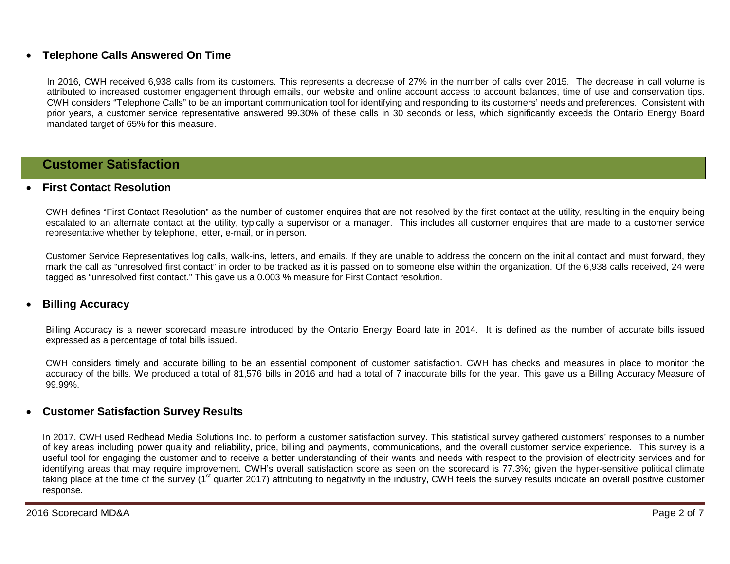- **Telephone Calls Answered On Time**

In 2016, CWH received 6,938 calls from its customers. This represents a decrease of 27% in the number of calls over 2015. The decrease in call volume is attributed to increased customer engagement through emails, our website and online account access to account balances, time of use and conservation tips. CWH considers "Telephone Calls" to be an important communication tool for identifying and responding to its customers' needs and preferences. Consistent with prior years, a customer service representative answered 99.30% of these calls in 30 seconds or less, which significantly exceeds the Ontario Energy Board mandated target of 65% for this measure.

## Customer Satisfaction

- **First Contact Resolution**

CWH defines "First Contact Resolution" as the number of customer enquires that are not resolved by the first contact at the utility, resulting in the enquiry being escalated to an alternate contact at the utility, typically a supervisor or a manager. This includes all customer enquires that are made to a customer service representative whether by telephone, letter, e-mail, or in person.

Customer Service Representatives log calls, walk-ins, letters, and emails. If they are unable to address the concern on the initial contact and must forward, they mark the call as "unresolved first contact" in order to be tracked as it is passed on to someone else within the organization. Of the 6,938 calls received, 24 were tagged as "unresolved first contact." This gave us a 0.003 % measure for First Contact resolution.

- **Billing Accuracy**

Billing Accuracy is a newer scorecard measure introduced by the Ontario Energy Board late in 2014. It is defined as the number of accurate bills issued expressed as a percentage of total bills issued.

CWH considers timely and accurate billing to be an essential component of customer satisfaction. CWH has checks and measures in place to monitor the accuracy of the bills. We produced a total of 81,576 bills in 2016 and had a total of 7 inaccurate bills for the year. This gave us a Billing Accuracy Measure of 99.99%.

- **Customer Satisfaction Survey Results**

In 2017, CWH used Redhead Media Solutions Inc. to perform a customer satisfaction survey. This statistical survey gathered customers' responses to a number of key areas including power quality and reliability, price, billing and payments, communications, and the overall customer service experience. This survey is a useful tool for engaging the customer and to receive a better understanding of their wants and needs with respect to the provision of electricity services and for identifying areas that may require improvement. CWH's overall satisfaction score as seen on the scorecard is 77.3%; given the hyper-sensitive political climate taking place at the time of the survey (1st quarter 2017) attributing to negativity in the industry, CWH feels the survey results indicate an overall positive customer response.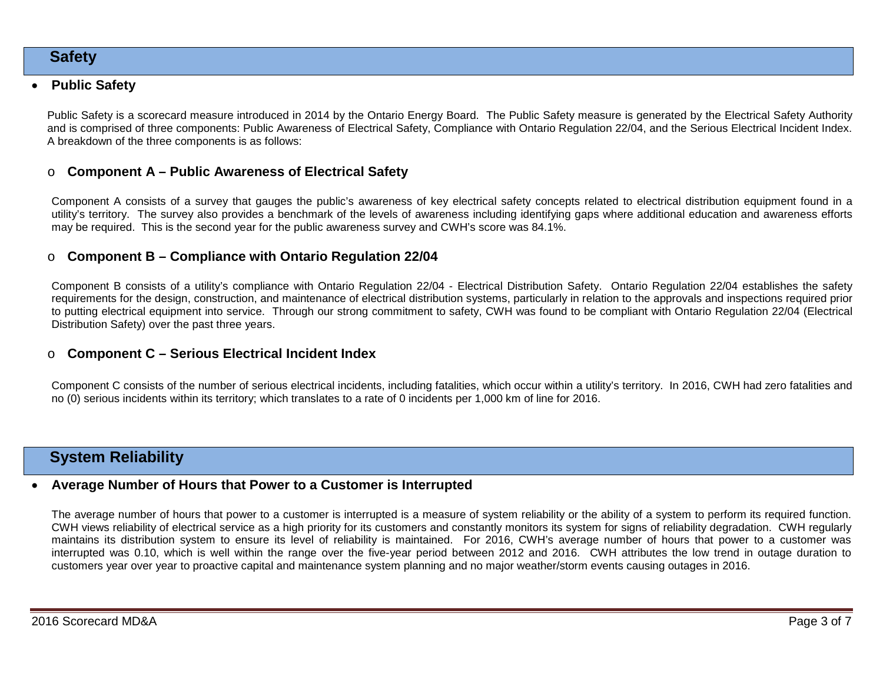## Safety

- **Public Safety**

Public Safety is a scorecard measure introduced in 2014 by the Ontario Energy Board. The Public Safety measure is generated by the Electrical Safety Authority and is comprised of three components: Public Awareness of Electrical Safety, Compliance with Ontario Regulation 22/04, and the Serious Electrical Incident Index. A breakdown of the three components is as follows:

### Component A – Public Awareness of Electrical Safety

Component A consists of a survey that gauges the public's awareness of key electrical safety concepts related to electrical distribution equipment found in a utility's territory. The survey also provides a benchmark of the levels of awareness including identifying gaps where additional education and awareness efforts may be required. This is the second year for the public awareness survey and CWH's score was 84.1%.

### Component B – Compliance with Ontario Regulation 22/04

Component B consists of a utility's compliance with Ontario Regulation 22/04 - Electrical Distribution Safety. Ontario Regulation 22/04 establishes the safety requirements for the design, construction, and maintenance of electrical distribution systems, particularly in relation to the approvals and inspections required prior to putting electrical equipment into service. Through our strong commitment to safety, CWH was found to be compliant with Ontario Regulation 22/04 (Electrical Distribution Safety) over the past three years.

### Component C – Serious Electrical Incident Index

Component C consists of the number of serious electrical incidents, including fatalities, which occur within a utility's territory. In 2016, CWH had zero fatalities and no (0) serious incidents within its territory; which translates to a rate of 0 incidents per 1,000 km of line for 2016.

## System Reliability

- **Average Number of Hours that Power to a Customer is Interrupted**

The average number of hours that power to a customer is interrupted is a measure of system reliability or the ability of a system to perform its required function. CWH views reliability of electrical service as a high priority for its customers and constantly monitors its system for signs of reliability degradation. CWH regularly maintains its distribution system to ensure its level of reliability is maintained. For 2016, CWH's average number of hours that power to a customer was interrupted was 0.10, which is well within the range over the five-year period between 2012 and 2016. CWH attributes the low trend in outage duration to customers year over year to proactive capital and maintenance system planning and no major weather/storm events causing outages in 2016.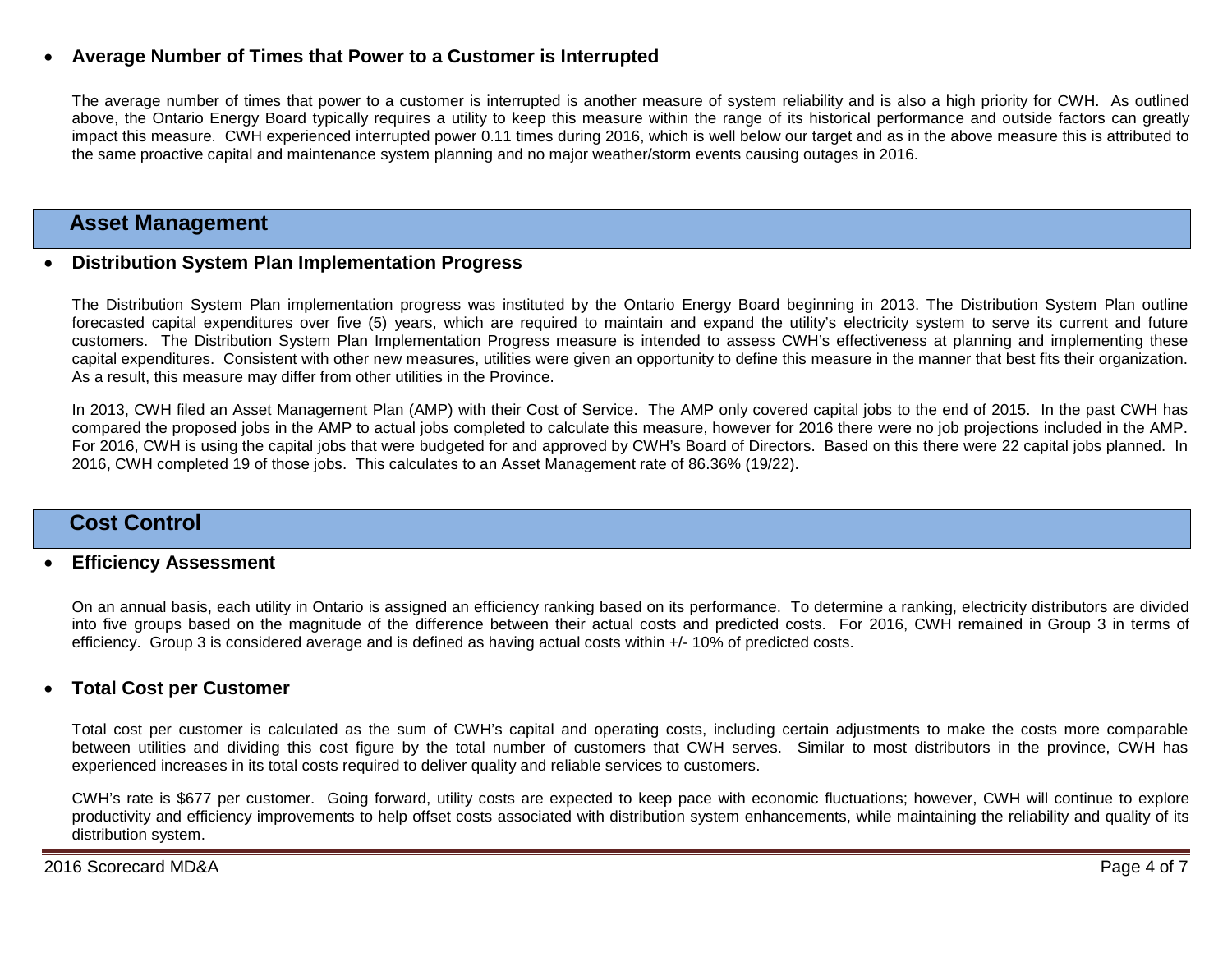- **Average Number of Times that Power to a Customer is Interrupted**

The average number of times that power to a customer is interrupted is another measure of system reliability and is also a high priority for CWH. As outlined above, the Ontario Energy Board typically requires a utility to keep this measure within the range of its historical performance and outside factors can greatly impact this measure. CWH experienced interrupted power 0.11 times during 2016, which is well below our target and as in the above measure this is attributed to the same proactive capital and maintenance system planning and no major weather/storm events causing outages in 2016.

## Asset Management

- **Distribution System Plan Implementation Progress**

The Distribution System Plan implementation progress was instituted by the Ontario Energy Board beginning in 2013. The Distribution System Plan outline forecasted capital expenditures over five (5) years, which are required to maintain and expand the utility's electricity system to serve its current and future customers. The Distribution System Plan Implementation Progress measure is intended to assess CWH's effectiveness at planning and implementing these capital expenditures. Consistent with other new measures, utilities were given an opportunity to define this measure in the manner that best fits their organization. As a result, this measure may differ from other utilities in the Province.

In 2013, CWH filed an Asset Management Plan (AMP) with their Cost of Service. The AMP only covered capital jobs to the end of 2015. In the past CWH has compared the proposed jobs in the AMP to actual jobs completed to calculate this measure, however for 2016 there were no job projections included in the AMP. For 2016, CWH is using the capital jobs that were budgeted for and approved by CWH's Board of Directors. Based on this there were 22 capital jobs planned. In 2016, CWH completed 19 of those jobs. This calculates to an Asset Management rate of 86.36% (19/22).

## Cost Control

- **Efficiency Assessment**

On an annual basis, each utility in Ontario is assigned an efficiency ranking based on its performance. To determine a ranking, electricity distributors are divided into five groups based on the magnitude of the difference between their actual costs and predicted costs. For 2016, CWH remained in Group 3 in terms of efficiency. Group 3 is considered average and is defined as having actual costs within +/- 10% of predicted costs.

- **Total Cost per Customer**

Total cost per customer is calculated as the sum of CWH's capital and operating costs, including certain adjustments to make the costs more comparable between utilities and dividing this cost figure by the total number of customers that CWH serves. Similar to most distributors in the province, CWH has experienced increases in its total costs required to deliver quality and reliable services to customers.

CWH's rate is $677 per customer. Going forward, utility costs are expected to keep pace with economic fluctuations; however, CWH will continue to explore productivity and efficiency improvements to help offset costs associated with distribution system enhancements, while maintaining the reliability and quality of its distribution system.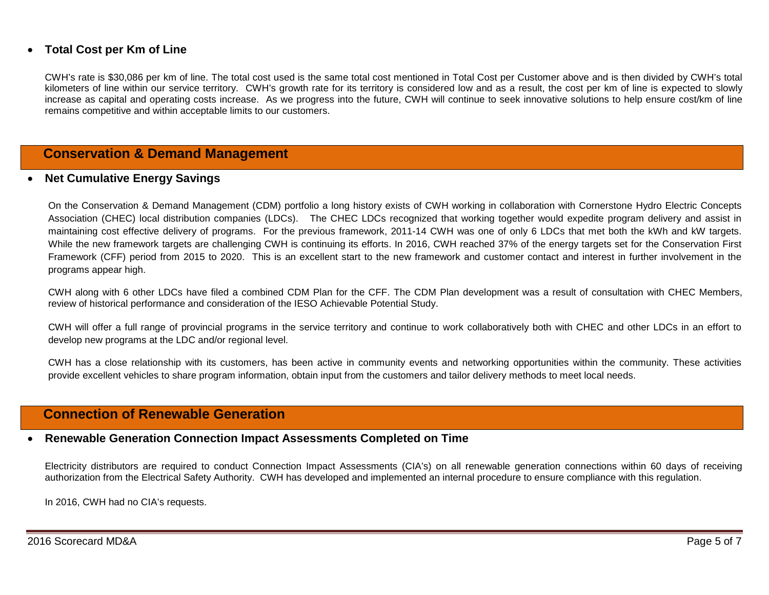- **Total Cost per Km of Line**

CWH's rate is $30,086 per km of line. The total cost used is the same total cost mentioned in Total Cost per Customer above and is then divided by CWH's total kilometers of line within our service territory. CWH's growth rate for its territory is considered low and as a result, the cost per km of line is expected to slowly increase as capital and operating costs increase. As we progress into the future, CWH will continue to seek innovative solutions to help ensure cost/km of line remains competitive and within acceptable limits to our customers.

## Conservation & Demand Management

- **Net Cumulative Energy Savings**

On the Conservation & Demand Management (CDM) portfolio a long history exists of CWH working in collaboration with Cornerstone Hydro Electric Concepts Association (CHEC) local distribution companies (LDCs). The CHEC LDCs recognized that working together would expedite program delivery and assist in maintaining cost effective delivery of programs. For the previous framework, 2011-14 CWH was one of only 6 LDCs that met both the kWh and kW targets. While the new framework targets are challenging CWH is continuing its efforts. In 2016, CWH reached 37% of the energy targets set for the Conservation First Framework (CFF) period from 2015 to 2020. This is an excellent start to the new framework and customer contact and interest in further involvement in the programs appear high.

CWH along with 6 other LDCs have filed a combined CDM Plan for the CFF. The CDM Plan development was a result of consultation with CHEC Members, review of historical performance and consideration of the IESO Achievable Potential Study.

CWH will offer a full range of provincial programs in the service territory and continue to work collaboratively both with CHEC and other LDCs in an effort to develop new programs at the LDC and/or regional level.

CWH has a close relationship with its customers, has been active in community events and networking opportunities within the community. These activities provide excellent vehicles to share program information, obtain input from the customers and tailor delivery methods to meet local needs.

## Connection of Renewable Generation

- **Renewable Generation Connection Impact Assessments Completed on Time**

Electricity distributors are required to conduct Connection Impact Assessments (CIA's) on all renewable generation connections within 60 days of receiving authorization from the Electrical Safety Authority. CWH has developed and implemented an internal procedure to ensure compliance with this regulation.

In 2016, CWH had no CIA's requests.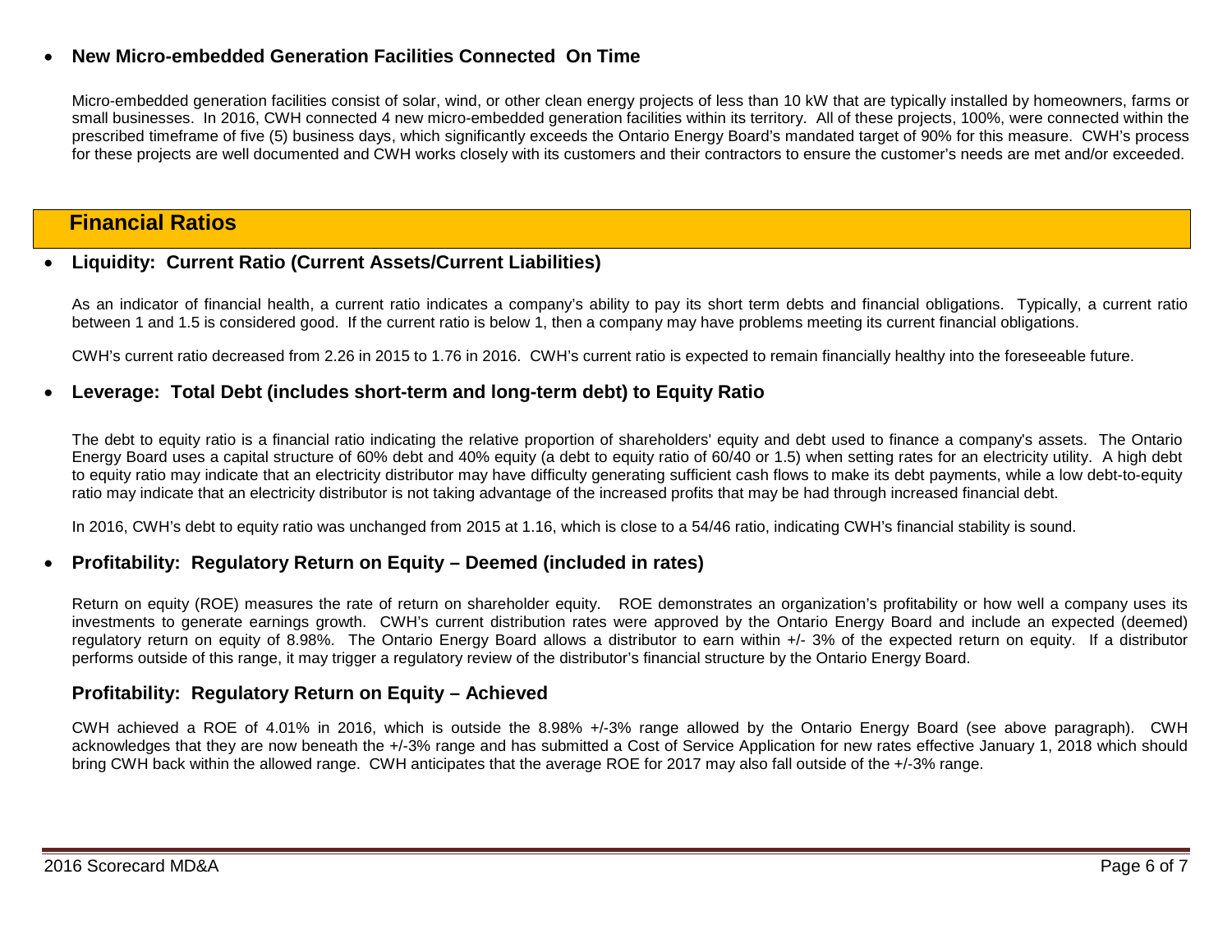- **New Micro-embedded Generation Facilities Connected On Time**

  Micro-embedded generation facilities consist of solar, wind, or other clean energy projects of less than 10 kW that are typically installed by homeowners, farms or small businesses. In 2016, CWH connected 4 new micro-embedded generation facilities within its territory. All of these projects, 100%, were connected within the prescribed timeframe of five (5) business days, which significantly exceeds the Ontario Energy Board's mandated target of 90% for this measure. CWH's process for these projects are well documented and CWH works closely with its customers and their contractors to ensure the customer's needs are met and/or exceeded.

## Financial Ratios

- **Liquidity: Current Ratio (Current Assets/Current Liabilities)**

  As an indicator of financial health, a current ratio indicates a company's ability to pay its short term debts and financial obligations. Typically, a current ratio between 1 and 1.5 is considered good. If the current ratio is below 1, then a company may have problems meeting its current financial obligations.

  CWH's current ratio decreased from 2.26 in 2015 to 1.76 in 2016. CWH's current ratio is expected to remain financially healthy into the foreseeable future.

- **Leverage: Total Debt (includes short-term and long-term debt) to Equity Ratio**

  The debt to equity ratio is a financial ratio indicating the relative proportion of shareholders' equity and debt used to finance a company's assets. The Ontario Energy Board uses a capital structure of 60% debt and 40% equity (a debt to equity ratio of 60/40 or 1.5) when setting rates for an electricity utility. A high debt to equity ratio may indicate that an electricity distributor may have difficulty generating sufficient cash flows to make its debt payments, while a low debt-to-equity ratio may indicate that an electricity distributor is not taking advantage of the increased profits that may be had through increased financial debt.

  In 2016, CWH's debt to equity ratio was unchanged from 2015 at 1.16, which is close to a 54/46 ratio, indicating CWH's financial stability is sound.

- **Profitability: Regulatory Return on Equity – Deemed (included in rates)**

  Return on equity (ROE) measures the rate of return on shareholder equity. ROE demonstrates an organization's profitability or how well a company uses its investments to generate earnings growth. CWH's current distribution rates were approved by the Ontario Energy Board and include an expected (deemed) regulatory return on equity of 8.98%. The Ontario Energy Board allows a distributor to earn within +/- 3% of the expected return on equity. If a distributor performs outside of this range, it may trigger a regulatory review of the distributor's financial structure by the Ontario Energy Board.

**Profitability: Regulatory Return on Equity – Achieved**

CWH achieved a ROE of 4.01% in 2016, which is outside the 8.98% +/-3% range allowed by the Ontario Energy Board (see above paragraph). CWH acknowledges that they are now beneath the +/-3% range and has submitted a Cost of Service Application for new rates effective January 1, 2018 which should bring CWH back within the allowed range. CWH anticipates that the average ROE for 2017 may also fall outside of the +/-3% range.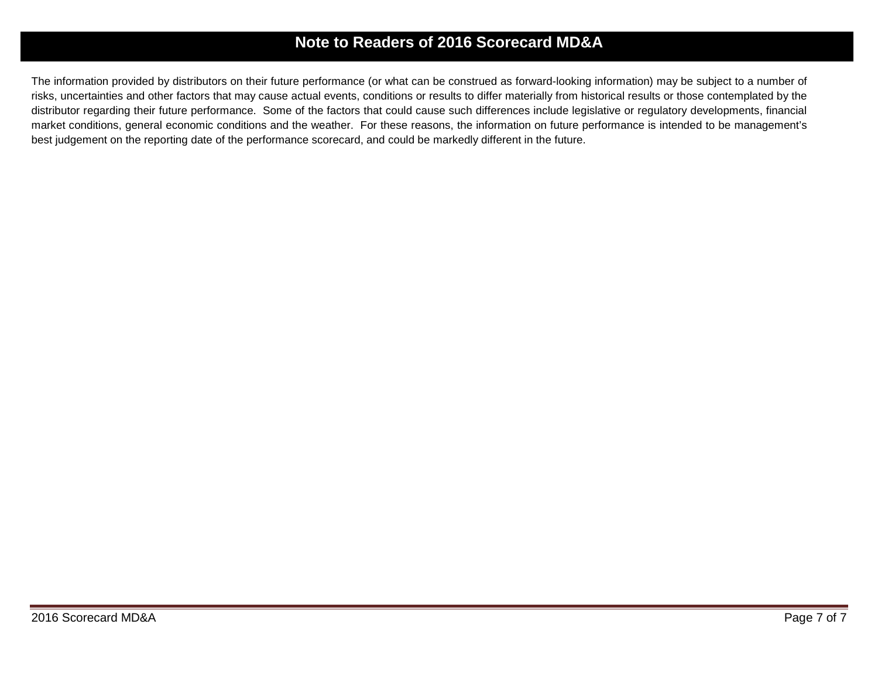## Note to Readers of 2016 Scorecard MD&A

The information provided by distributors on their future performance (or what can be construed as forward-looking information) may be subject to a number of risks, uncertainties and other factors that may cause actual events, conditions or results to differ materially from historical results or those contemplated by the distributor regarding their future performance. Some of the factors that could cause such differences include legislative or regulatory developments, financial market conditions, general economic conditions and the weather. For these reasons, the information on future performance is intended to be management's best judgement on the reporting date of the performance scorecard, and could be markedly different in the future.